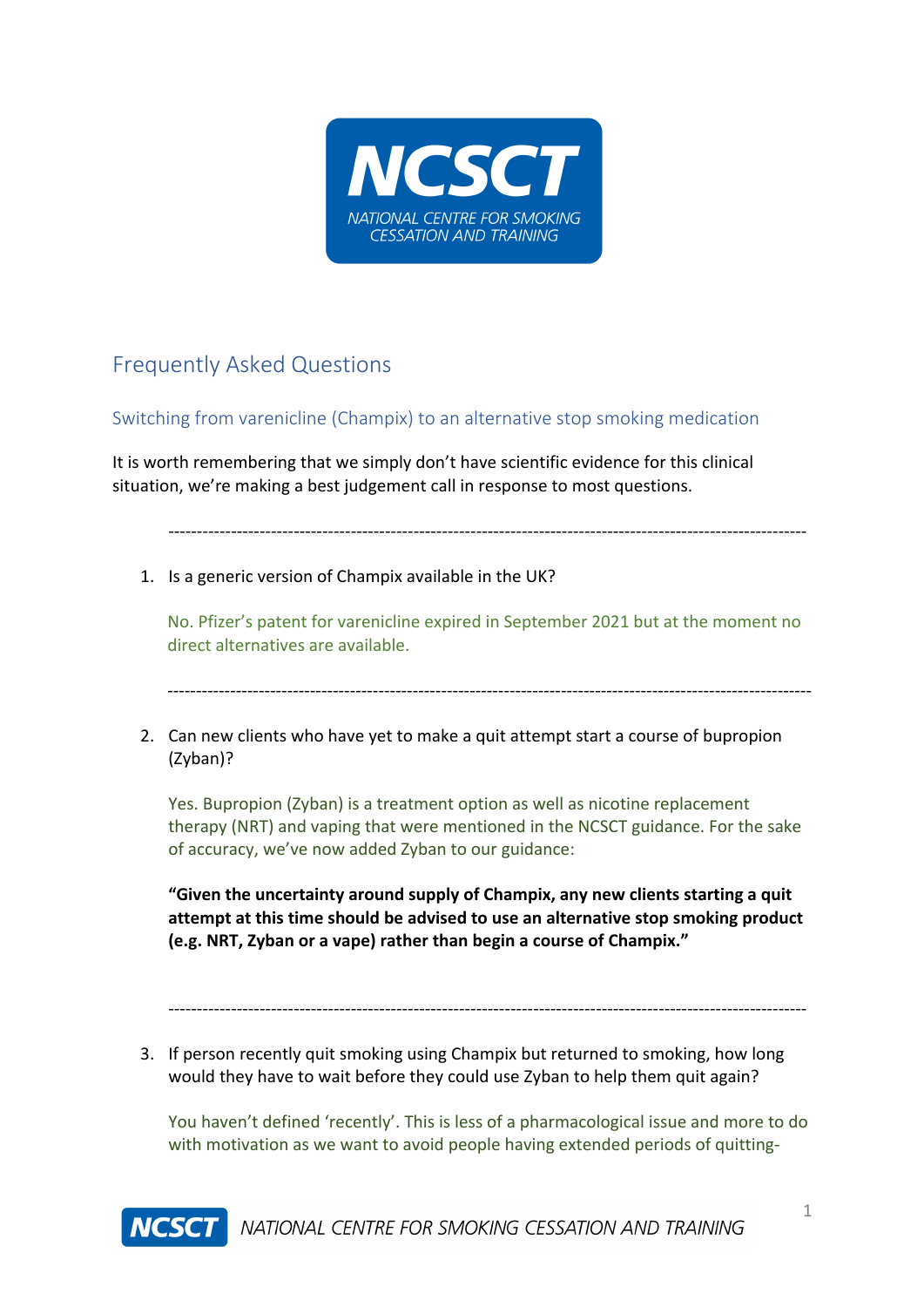NCSCT

NATIONAL CENTRE FOR SMOKING CESSATION AND TRAINING

## Frequently Asked Questions

### Switching from varenicline (Champix) to an alternative stop smoking medication

It is worth remembering that we simply don't have scientific evidence for this clinical situation, we're making a best judgement call in response to most questions.

---

1. Is a generic version of Champix available in the UK?

   No. Pfizer's patent for varenicline expired in September 2021 but at the moment no direct alternatives are available.

---

2. Can new clients who have yet to make a quit attempt start a course of bupropion (Zyban)?

   Yes. Bupropion (Zyban) is a treatment option as well as nicotine replacement therapy (NRT) and vaping that were mentioned in the NCSCT guidance. For the sake of accuracy, we've now added Zyban to our guidance:

   **"Given the uncertainty around supply of Champix, any new clients starting a quit attempt at this time should be advised to use an alternative stop smoking product (e.g. NRT, Zyban or a vape) rather than begin a course of Champix."**

---

3. If person recently quit smoking using Champix but returned to smoking, how long would they have to wait before they could use Zyban to help them quit again?

   You haven't defined 'recently'. This is less of a pharmacological issue and more to do with motivation as we want to avoid people having extended periods of quitting-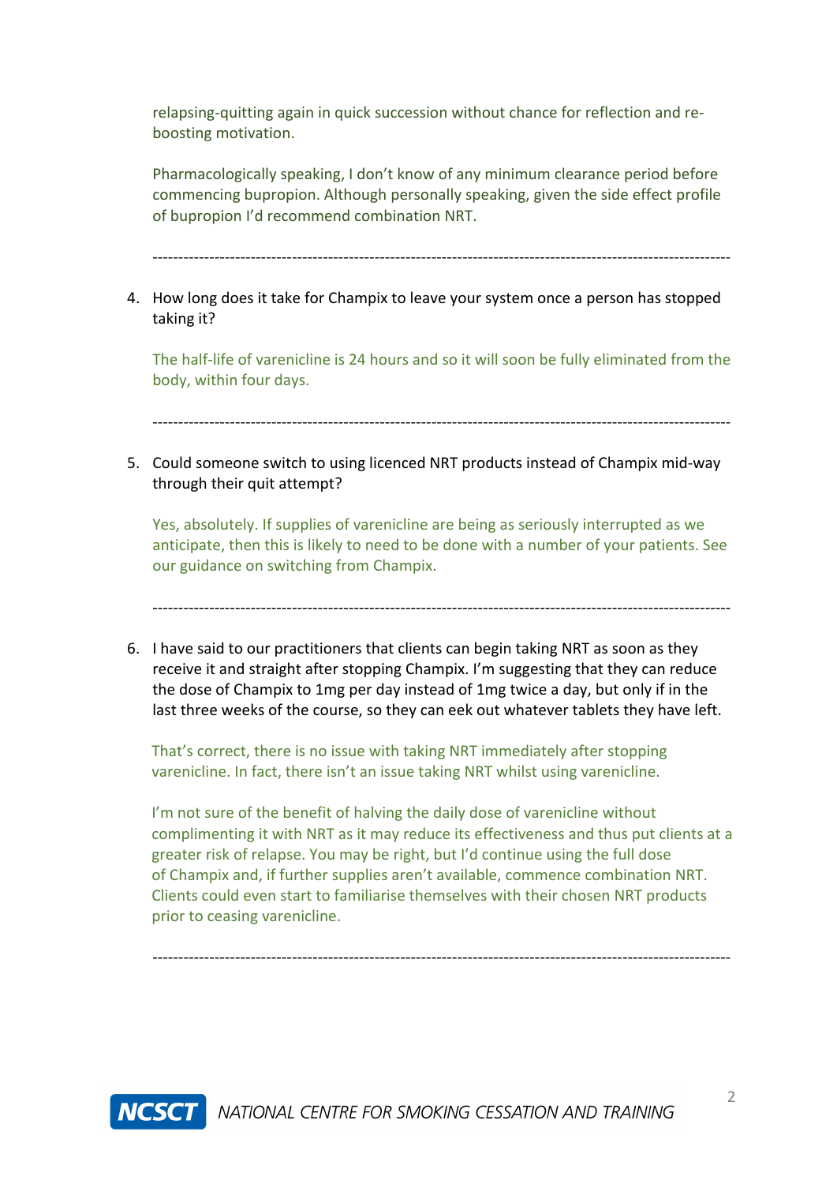relapsing-quitting again in quick succession without chance for reflection and re-boosting motivation.

Pharmacologically speaking, I don't know of any minimum clearance period before commencing bupropion. Although personally speaking, given the side effect profile of bupropion I'd recommend combination NRT.

---

4. How long does it take for Champix to leave your system once a person has stopped taking it?

   The half-life of varenicline is 24 hours and so it will soon be fully eliminated from the body, within four days.

---

5. Could someone switch to using licenced NRT products instead of Champix mid-way through their quit attempt?

   Yes, absolutely. If supplies of varenicline are being as seriously interrupted as we anticipate, then this is likely to need to be done with a number of your patients. See our guidance on switching from Champix.

---

6. I have said to our practitioners that clients can begin taking NRT as soon as they receive it and straight after stopping Champix. I'm suggesting that they can reduce the dose of Champix to 1mg per day instead of 1mg twice a day, but only if in the last three weeks of the course, so they can eek out whatever tablets they have left.

   That's correct, there is no issue with taking NRT immediately after stopping varenicline. In fact, there isn't an issue taking NRT whilst using varenicline.

   I'm not sure of the benefit of halving the daily dose of varenicline without complimenting it with NRT as it may reduce its effectiveness and thus put clients at a greater risk of relapse. You may be right, but I'd continue using the full dose of Champix and, if further supplies aren't available, commence combination NRT. Clients could even start to familiarise themselves with their chosen NRT products prior to ceasing varenicline.

---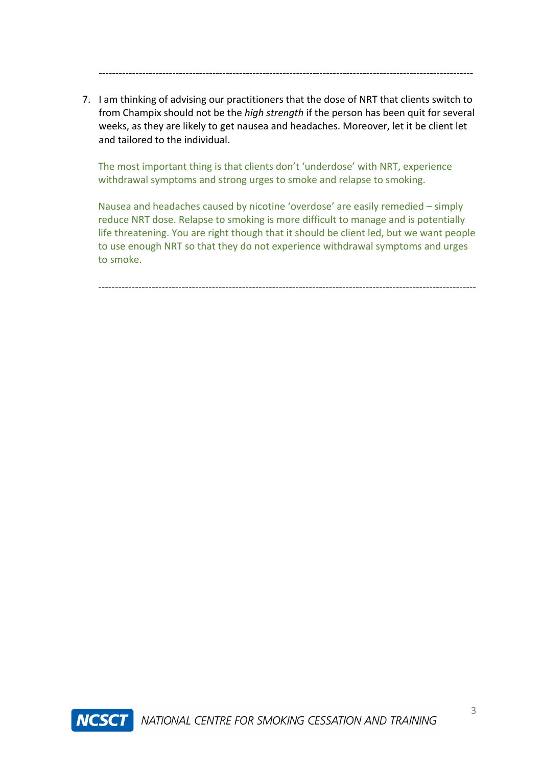---

7. I am thinking of advising our practitioners that the dose of NRT that clients switch to from Champix should not be the *high strength* if the person has been quit for several weeks, as they are likely to get nausea and headaches. Moreover, let it be client let and tailored to the individual.

   The most important thing is that clients don't 'underdose' with NRT, experience withdrawal symptoms and strong urges to smoke and relapse to smoking.

   Nausea and headaches caused by nicotine 'overdose' are easily remedied – simply reduce NRT dose. Relapse to smoking is more difficult to manage and is potentially life threatening. You are right though that it should be client led, but we want people to use enough NRT so that they do not experience withdrawal symptoms and urges to smoke.

---